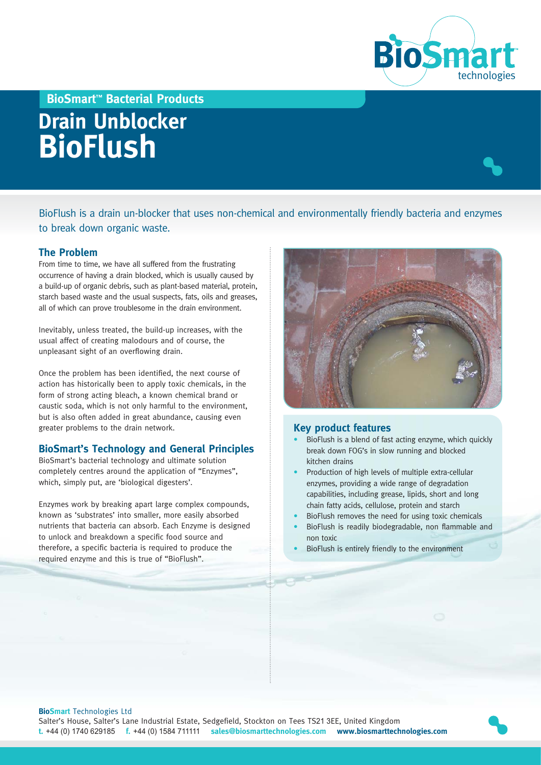**BioSmart™ Bacterial Products**

# Drain Unblocker
# BioFlush

BioFlush is a drain un-blocker that uses non-chemical and environmentally friendly bacteria and enzymes to break down organic waste.

## The Problem

From time to time, we have all suffered from the frustrating occurrence of having a drain blocked, which is usually caused by a build-up of organic debris, such as plant-based material, protein, starch based waste and the usual suspects, fats, oils and greases, all of which can prove troublesome in the drain environment.

Inevitably, unless treated, the build-up increases, with the usual affect of creating malodours and of course, the unpleasant sight of an overflowing drain.

Once the problem has been identified, the next course of action has historically been to apply toxic chemicals, in the form of strong acting bleach, a known chemical brand or caustic soda, which is not only harmful to the environment, but is also often added in great abundance, causing even greater problems to the drain network.

## BioSmart's Technology and General Principles

BioSmart's bacterial technology and ultimate solution completely centres around the application of "Enzymes", which, simply put, are 'biological digesters'.

Enzymes work by breaking apart large complex compounds, known as 'substrates' into smaller, more easily absorbed nutrients that bacteria can absorb. Each Enzyme is designed to unlock and breakdown a specific food source and therefore, a specific bacteria is required to produce the required enzyme and this is true of "BioFlush".

## Key product features

- BioFlush is a blend of fast acting enzyme, which quickly break down FOG's in slow running and blocked kitchen drains
- Production of high levels of multiple extra-cellular enzymes, providing a wide range of degradation capabilities, including grease, lipids, short and long chain fatty acids, cellulose, protein and starch
- BioFlush removes the need for using toxic chemicals
- BioFlush is readily biodegradable, non flammable and non toxic
- BioFlush is entirely friendly to the environment

**BioSmart** Technologies Ltd
Salter's House, Salter's Lane Industrial Estate, Sedgefield, Stockton on Tees TS21 3EE, United Kingdom
t. +44 (0) 1740 629185 f. +44 (0) 1584 711111 sales@biosmarttechnologies.com www.biosmarttechnologies.com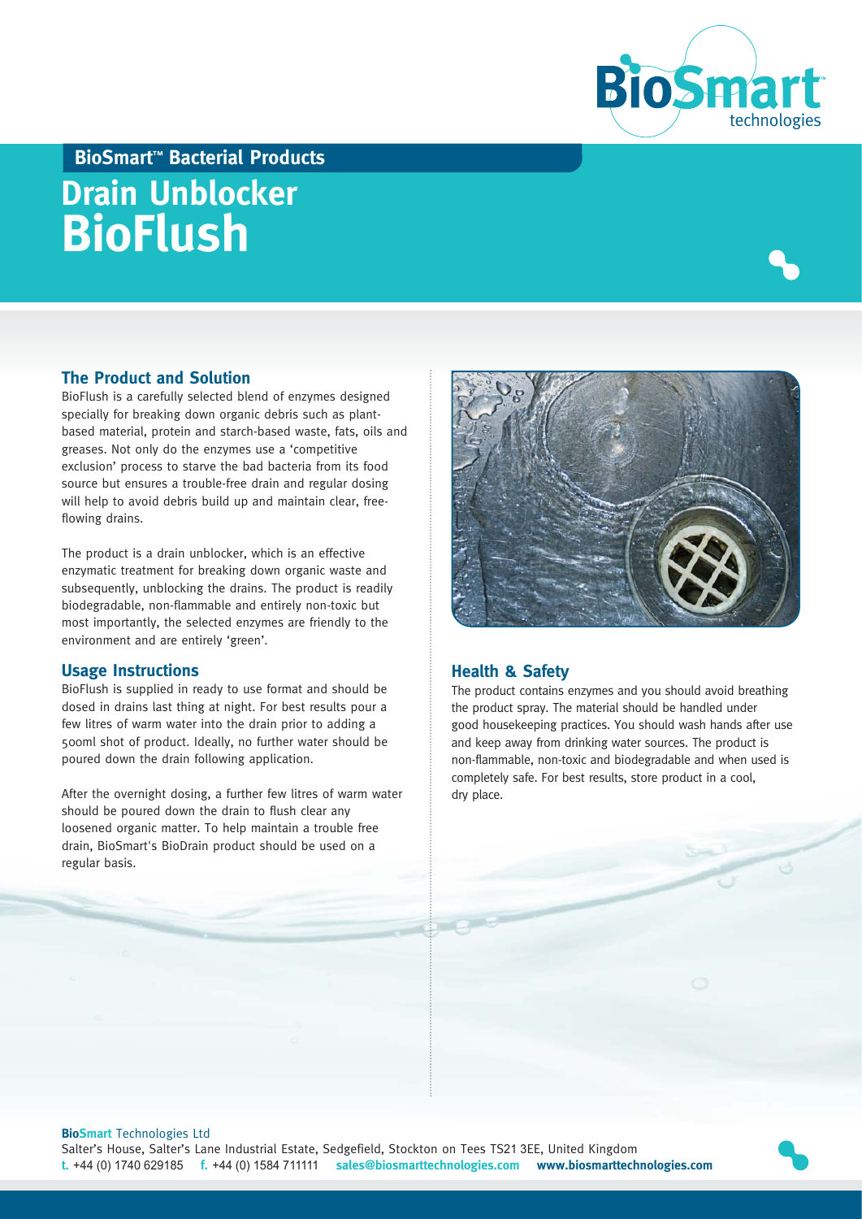## BioSmart™ Bacterial Products

# Drain Unblocker
# BioFlush

## The Product and Solution

BioFlush is a carefully selected blend of enzymes designed specially for breaking down organic debris such as plant-based material, protein and starch-based waste, fats, oils and greases. Not only do the enzymes use a 'competitive exclusion' process to starve the bad bacteria from its food source but ensures a trouble-free drain and regular dosing will help to avoid debris build up and maintain clear, free-flowing drains.

The product is a drain unblocker, which is an effective enzymatic treatment for breaking down organic waste and subsequently, unblocking the drains. The product is readily biodegradable, non-flammable and entirely non-toxic but most importantly, the selected enzymes are friendly to the environment and are entirely 'green'.

## Usage Instructions

BioFlush is supplied in ready to use format and should be dosed in drains last thing at night. For best results pour a few litres of warm water into the drain prior to adding a 500ml shot of product. Ideally, no further water should be poured down the drain following application.

After the overnight dosing, a further few litres of warm water should be poured down the drain to flush clear any loosened organic matter. To help maintain a trouble free drain, BioSmart's BioDrain product should be used on a regular basis.

## Health & Safety

The product contains enzymes and you should avoid breathing the product spray. The material should be handled under good housekeeping practices. You should wash hands after use and keep away from drinking water sources. The product is non-flammable, non-toxic and biodegradable and when used is completely safe. For best results, store product in a cool, dry place.

**BioSmart** Technologies Ltd
Salter's House, Salter's Lane Industrial Estate, Sedgefield, Stockton on Tees TS21 3EE, United Kingdom
**t.** +44 (0) 1740 629185 **f.** +44 (0) 1584 711111 **sales@biosmarttechnologies.com** **www.biosmarttechnologies.com**